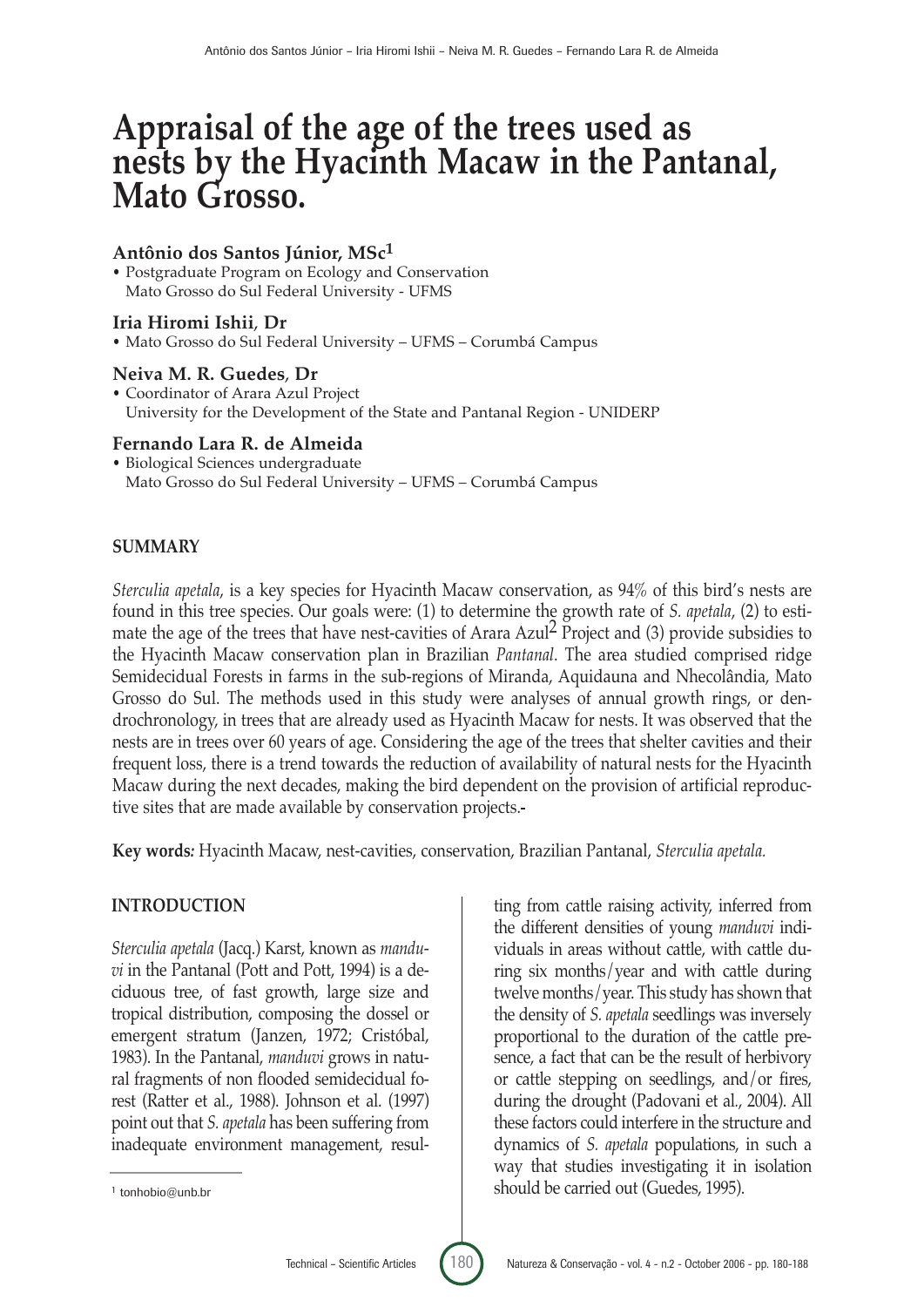# Appraisal of the age of the trees used as nests by the Hyacinth Macaw in the Pantanal, Mato Grosso.

**Antônio dos Santos Júnior, MSc[1]**
- Postgraduate Program on Ecology and Conservation
  Mato Grosso do Sul Federal University - UFMS

**Iria Hiromi Ishii, Dr**
- Mato Grosso do Sul Federal University – UFMS – Corumbá Campus

**Neiva M. R. Guedes, Dr**
- Coordinator of Arara Azul Project
  University for the Development of the State and Pantanal Region - UNIDERP

**Fernando Lara R. de Almeida**
- Biological Sciences undergraduate
  Mato Grosso do Sul Federal University – UFMS – Corumbá Campus

## SUMMARY

*Sterculia apetala*, is a key species for Hyacinth Macaw conservation, as 94% of this bird's nests are found in this tree species. Our goals were: (1) to determine the growth rate of *S. apetala*, (2) to estimate the age of the trees that have nest-cavities of Arara Azul[2] Project and (3) provide subsidies to the Hyacinth Macaw conservation plan in Brazilian *Pantanal*. The area studied comprised ridge Semidecidual Forests in farms in the sub-regions of Miranda, Aquidauna and Nhecolândia, Mato Grosso do Sul. The methods used in this study were analyses of annual growth rings, or dendrochronology, in trees that are already used as Hyacinth Macaw for nests. It was observed that the nests are in trees over 60 years of age. Considering the age of the trees that shelter cavities and their frequent loss, there is a trend towards the reduction of availability of natural nests for the Hyacinth Macaw during the next decades, making the bird dependent on the provision of artificial reproductive sites that are made available by conservation projects.-

**Key words:** Hyacinth Macaw, nest-cavities, conservation, Brazilian Pantanal, *Sterculia apetala.*

## INTRODUCTION

*Sterculia apetala* (Jacq.) Karst, known as *manduvi* in the Pantanal (Pott and Pott, 1994) is a deciduous tree, of fast growth, large size and tropical distribution, composing the dossel or emergent stratum (Janzen, 1972; Cristóbal, 1983). In the Pantanal, *manduvi* grows in natural fragments of non flooded semidecidual forest (Ratter et al., 1988). Johnson et al. (1997) point out that *S. apetala* has been suffering from inadequate environment management, resulting from cattle raising activity, inferred from the different densities of young *manduvi* individuals in areas without cattle, with cattle during six months/year and with cattle during twelve months/year. This study has shown that the density of *S. apetala* seedlings was inversely proportional to the duration of the cattle presence, a fact that can be the result of herbivory or cattle stepping on seedlings, and/or fires, during the drought (Padovani et al., 2004). All these factors could interfere in the structure and dynamics of *S. apetala* populations, in such a way that studies investigating it in isolation should be carried out (Guedes, 1995).

[1] tonhobio@unb.br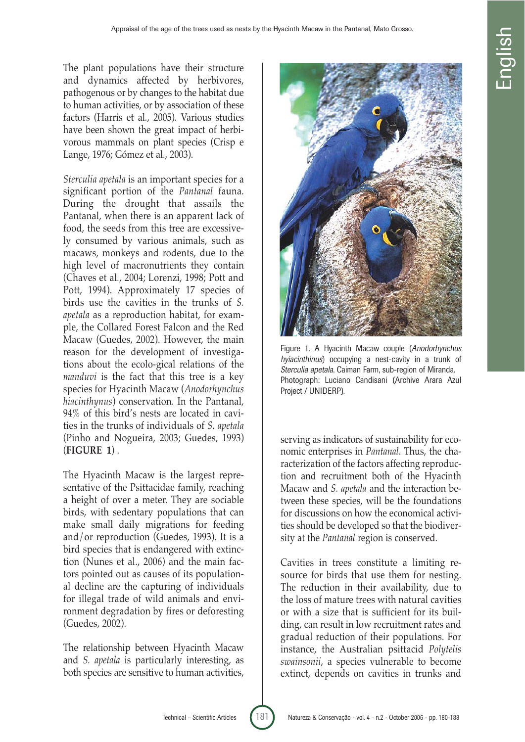The plant populations have their structure and dynamics affected by herbivores, pathogenous or by changes to the habitat due to human activities, or by association of these factors (Harris et al., 2005). Various studies have been shown the great impact of herbivorous mammals on plant species (Crisp e Lange, 1976; Gómez et al., 2003).

*Sterculia apetala* is an important species for a significant portion of the *Pantanal* fauna. During the drought that assails the Pantanal, when there is an apparent lack of food, the seeds from this tree are excessively consumed by various animals, such as macaws, monkeys and rodents, due to the high level of macronutrients they contain (Chaves et al., 2004; Lorenzi, 1998; Pott and Pott, 1994). Approximately 17 species of birds use the cavities in the trunks of *S. apetala* as a reproduction habitat, for example, the Collared Forest Falcon and the Red Macaw (Guedes, 2002). However, the main reason for the development of investigations about the ecolo-gical relations of the *manduvi* is the fact that this tree is a key species for Hyacinth Macaw (*Anodorhynchus hiacinthynus*) conservation. In the Pantanal, 94% of this bird's nests are located in cavities in the trunks of individuals of *S. apetala* (Pinho and Nogueira, 2003; Guedes, 1993) (**FIGURE 1**) .

Figure 1. A Hyacinth Macaw couple (*Anodorhynchus hyiacinthinus*) occupying a nest-cavity in a trunk of *Sterculia apetala*. Caiman Farm, sub-region of Miranda. Photograph: Luciano Candisani (Archive Arara Azul Project / UNIDERP).

The Hyacinth Macaw is the largest representative of the Psittacidae family, reaching a height of over a meter. They are sociable birds, with sedentary populations that can make small daily migrations for feeding and/or reproduction (Guedes, 1993). It is a bird species that is endangered with extinction (Nunes et al., 2006) and the main factors pointed out as causes of its populational decline are the capturing of individuals for illegal trade of wild animals and environment degradation by fires or deforesting (Guedes, 2002).

The relationship between Hyacinth Macaw and *S. apetala* is particularly interesting, as both species are sensitive to human activities, serving as indicators of sustainability for economic enterprises in *Pantanal*. Thus, the characterization of the factors affecting reproduction and recruitment both of the Hyacinth Macaw and *S. apetala* and the interaction between these species, will be the foundations for discussions on how the economical activities should be developed so that the biodiversity at the *Pantanal* region is conserved.

Cavities in trees constitute a limiting resource for birds that use them for nesting. The reduction in their availability, due to the loss of mature trees with natural cavities or with a size that is sufficient for its building, can result in low recruitment rates and gradual reduction of their populations. For instance, the Australian psittacid *Polytelis swainsonii*, a species vulnerable to become extinct, depends on cavities in trunks and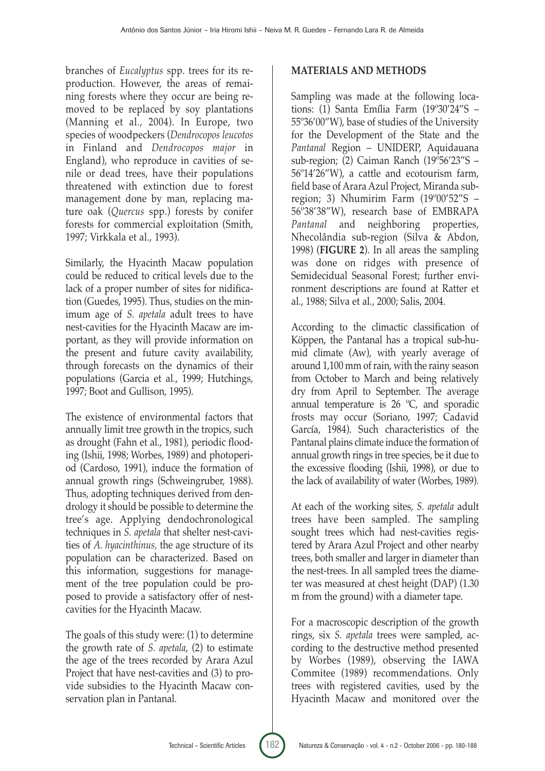branches of *Eucalyptus* spp. trees for its reproduction. However, the areas of remaining forests where they occur are being removed to be replaced by soy plantations (Manning et al., 2004). In Europe, two species of woodpeckers (*Dendrocopos leucotos* in Finland and *Dendrocopos major* in England), who reproduce in cavities of senile or dead trees, have their populations threatened with extinction due to forest management done by man, replacing mature oak (*Quercus* spp.) forests by conifer forests for commercial exploitation (Smith, 1997; Virkkala et al., 1993).

Similarly, the Hyacinth Macaw population could be reduced to critical levels due to the lack of a proper number of sites for nidification (Guedes, 1995). Thus, studies on the minimum age of *S. apetala* adult trees to have nest-cavities for the Hyacinth Macaw are important, as they will provide information on the present and future cavity availability, through forecasts on the dynamics of their populations (Garcia et al., 1999; Hutchings, 1997; Boot and Gullison, 1995).

The existence of environmental factors that annually limit tree growth in the tropics, such as drought (Fahn et al., 1981), periodic flooding (Ishii, 1998; Worbes, 1989) and photoperiod (Cardoso, 1991), induce the formation of annual growth rings (Schweingruber, 1988). Thus, adopting techniques derived from dendrology it should be possible to determine the tree's age. Applying dendochronological techniques in *S. apetala* that shelter nest-cavities of *A. hyacinthinus,* the age structure of its population can be characterized. Based on this information, suggestions for management of the tree population could be proposed to provide a satisfactory offer of nest-cavities for the Hyacinth Macaw.

The goals of this study were: (1) to determine the growth rate of *S. apetala*, (2) to estimate the age of the trees recorded by Arara Azul Project that have nest-cavities and (3) to provide subsidies to the Hyacinth Macaw conservation plan in Pantanal.

## MATERIALS AND METHODS

Sampling was made at the following locations: (1) Santa Emília Farm (19º30'24"S – 55º36'00"W), base of studies of the University for the Development of the State and the *Pantanal* Region – UNIDERP, Aquidauana sub-region; (2) Caiman Ranch (19º56'23"S – 56º14'26"W), a cattle and ecotourism farm, field base of Arara Azul Project, Miranda sub-region; 3) Nhumirim Farm (19º00'52"S – 56º38'38"W), research base of EMBRAPA *Pantanal* and neighboring properties, Nhecolândia sub-region (Silva & Abdon, 1998) (**FIGURE 2**). In all areas the sampling was done on ridges with presence of Semidecidual Seasonal Forest; further environment descriptions are found at Ratter et al., 1988; Silva et al., 2000; Salis, 2004.

According to the climactic classification of Köppen, the Pantanal has a tropical sub-humid climate (Aw), with yearly average of around 1,100 mm of rain, with the rainy season from October to March and being relatively dry from April to September. The average annual temperature is 26 ºC, and sporadic frosts may occur (Soriano, 1997; Cadavid García, 1984). Such characteristics of the Pantanal plains climate induce the formation of annual growth rings in tree species, be it due to the excessive flooding (Ishii, 1998), or due to the lack of availability of water (Worbes, 1989).

At each of the working sites, *S. apetala* adult trees have been sampled. The sampling sought trees which had nest-cavities registered by Arara Azul Project and other nearby trees, both smaller and larger in diameter than the nest-trees. In all sampled trees the diameter was measured at chest height (DAP) (1.30 m from the ground) with a diameter tape.

For a macroscopic description of the growth rings, six *S. apetala* trees were sampled, according to the destructive method presented by Worbes (1989), observing the IAWA Commitee (1989) recommendations. Only trees with registered cavities, used by the Hyacinth Macaw and monitored over the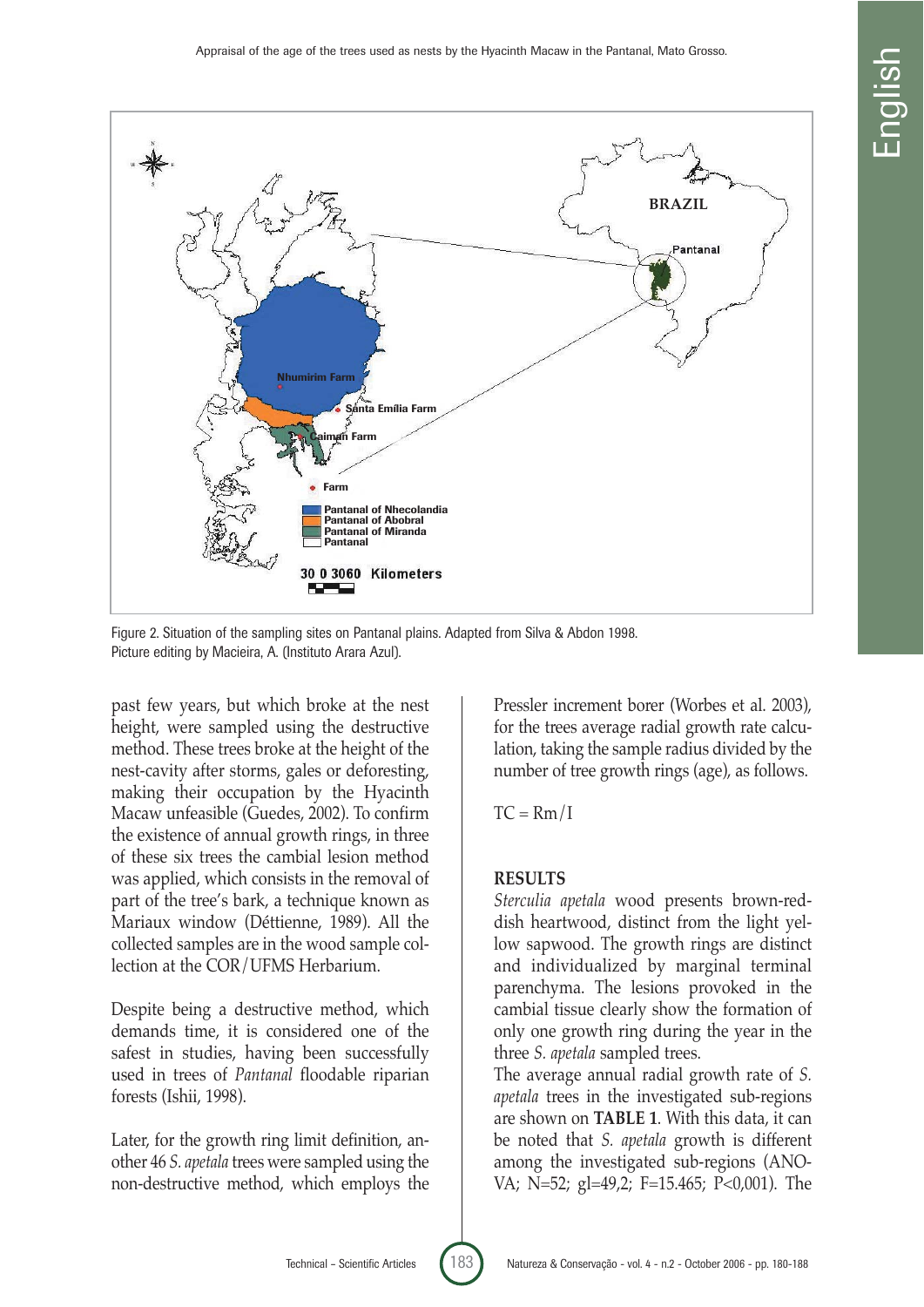Figure 2. Situation of the sampling sites on Pantanal plains. Adapted from Silva & Abdon 1998. Picture editing by Macieira, A. (Instituto Arara Azul).

past few years, but which broke at the nest height, were sampled using the destructive method. These trees broke at the height of the nest-cavity after storms, gales or deforesting, making their occupation by the Hyacinth Macaw unfeasible (Guedes, 2002). To confirm the existence of annual growth rings, in three of these six trees the cambial lesion method was applied, which consists in the removal of part of the tree's bark, a technique known as Mariaux window (Déttienne, 1989). All the collected samples are in the wood sample collection at the COR/UFMS Herbarium.

Despite being a destructive method, which demands time, it is considered one of the safest in studies, having been successfully used in trees of *Pantanal* floodable riparian forests (Ishii, 1998).

Later, for the growth ring limit definition, another 46 *S. apetala* trees were sampled using the non-destructive method, which employs the Pressler increment borer (Worbes et al. 2003), for the trees average radial growth rate calculation, taking the sample radius divided by the number of tree growth rings (age), as follows.

$$TC = Rm/I$$

## RESULTS

*Sterculia apetala* wood presents brown-reddish heartwood, distinct from the light yellow sapwood. The growth rings are distinct and individualized by marginal terminal parenchyma. The lesions provoked in the cambial tissue clearly show the formation of only one growth ring during the year in the three *S. apetala* sampled trees.

The average annual radial growth rate of *S. apetala* trees in the investigated sub-regions are shown on **TABLE 1**. With this data, it can be noted that *S. apetala* growth is different among the investigated sub-regions (ANOVA; N=52; gl=49,2; F=15.465; P<0,001). The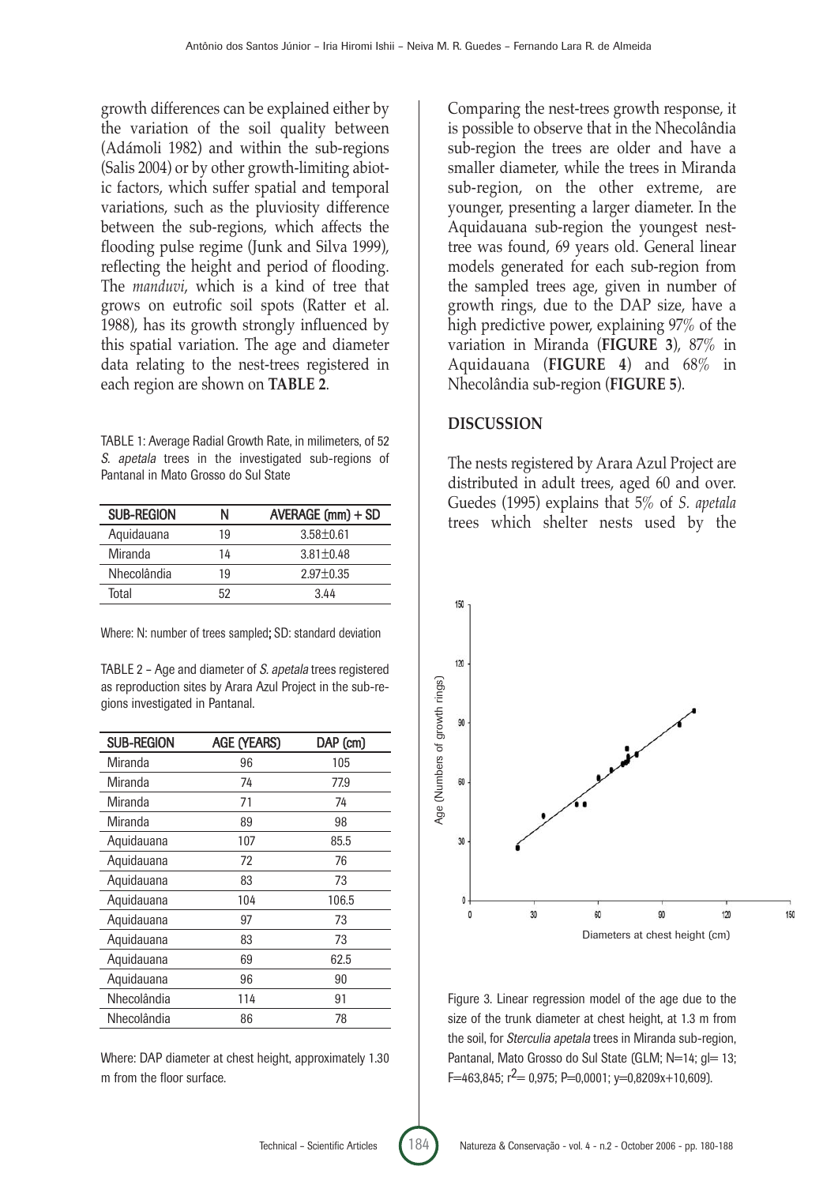growth differences can be explained either by the variation of the soil quality between (Adámoli 1982) and within the sub-regions (Salis 2004) or by other growth-limiting abiotic factors, which suffer spatial and temporal variations, such as the pluviosity difference between the sub-regions, which affects the flooding pulse regime (Junk and Silva 1999), reflecting the height and period of flooding. The *manduvi*, which is a kind of tree that grows on eutrofic soil spots (Ratter et al. 1988), has its growth strongly influenced by this spatial variation. The age and diameter data relating to the nest-trees registered in each region are shown on **TABLE 2**.

TABLE 1: Average Radial Growth Rate, in milimeters, of 52 *S. apetala* trees in the investigated sub-regions of Pantanal in Mato Grosso do Sul State

| SUB-REGION | N | AVERAGE (mm) + SD |
|---|---|---|
| Aquidauana | 19 | 3.58±0.61 |
| Miranda | 14 | 3.81±0.48 |
| Nhecolândia | 19 | 2.97±0.35 |
| Total | 52 | 3.44 |

Where: N: number of trees sampled; SD: standard deviation

TABLE 2 – Age and diameter of *S. apetala* trees registered as reproduction sites by Arara Azul Project in the sub-regions investigated in Pantanal.

| SUB-REGION | AGE (YEARS) | DAP (cm) |
|---|---|---|
| Miranda | 96 | 105 |
| Miranda | 74 | 77.9 |
| Miranda | 71 | 74 |
| Miranda | 89 | 98 |
| Aquidauana | 107 | 85.5 |
| Aquidauana | 72 | 76 |
| Aquidauana | 83 | 73 |
| Aquidauana | 104 | 106.5 |
| Aquidauana | 97 | 73 |
| Aquidauana | 83 | 73 |
| Aquidauana | 69 | 62.5 |
| Aquidauana | 96 | 90 |
| Nhecolândia | 114 | 91 |
| Nhecolândia | 86 | 78 |

Where: DAP diameter at chest height, approximately 1.30 m from the floor surface.

Comparing the nest-trees growth response, it is possible to observe that in the Nhecolândia sub-region the trees are older and have a smaller diameter, while the trees in Miranda sub-region, on the other extreme, are younger, presenting a larger diameter. In the Aquidauana sub-region the youngest nest-tree was found, 69 years old. General linear models generated for each sub-region from the sampled trees age, given in number of growth rings, due to the DAP size, have a high predictive power, explaining 97% of the variation in Miranda (**FIGURE 3**), 87% in Aquidauana (**FIGURE 4**) and 68% in Nhecolândia sub-region (**FIGURE 5**).

## DISCUSSION

The nests registered by Arara Azul Project are distributed in adult trees, aged 60 and over. Guedes (1995) explains that 5% of *S. apetala* trees which shelter nests used by the

Figure 3. Linear regression model of the age due to the size of the trunk diameter at chest height, at 1.3 m from the soil, for *Sterculia apetala* trees in Miranda sub-region, Pantanal, Mato Grosso do Sul State (GLM; N=14; gl= 13; F=463,845; $r^2$= 0,975; P=0,0001; y=0,8209x+10,609).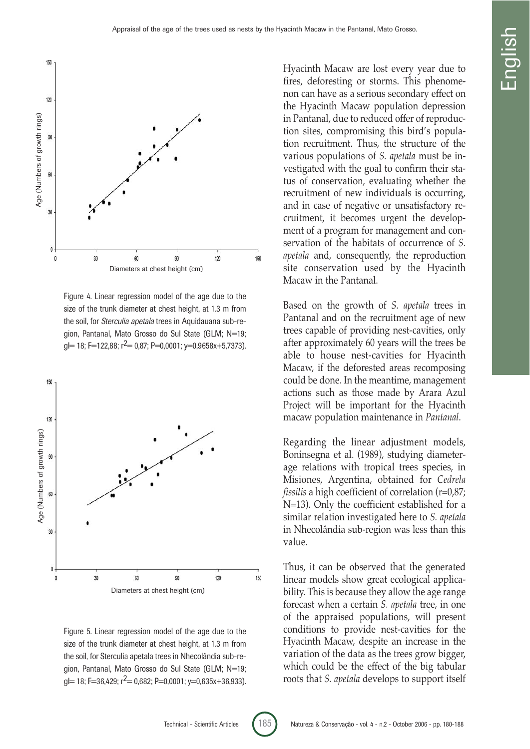Figure 4. Linear regression model of the age due to the size of the trunk diameter at chest height, at 1.3 m from the soil, for *Sterculia apetala* trees in Aquidauana sub-region, Pantanal, Mato Grosso do Sul State (GLM; N=19; gl= 18; F=122,88; $r^2$= 0,87; P=0,0001; y=0,9658x+5,7373).

Figure 5. Linear regression model of the age due to the size of the trunk diameter at chest height, at 1.3 m from the soil, for Sterculia apetala trees in Nhecolândia sub-region, Pantanal, Mato Grosso do Sul State (GLM; N=19; gl= 18; F=36,429; $r^2$= 0,682; P=0,0001; y=0,635x+36,933).

Hyacinth Macaw are lost every year due to fires, deforesting or storms. This phenomenon can have as a serious secondary effect on the Hyacinth Macaw population depression in Pantanal, due to reduced offer of reproduction sites, compromising this bird's population recruitment. Thus, the structure of the various populations of *S. apetala* must be investigated with the goal to confirm their status of conservation, evaluating whether the recruitment of new individuals is occurring, and in case of negative or unsatisfactory recruitment, it becomes urgent the development of a program for management and conservation of the habitats of occurrence of *S. apetala* and, consequently, the reproduction site conservation used by the Hyacinth Macaw in the Pantanal.

Based on the growth of *S. apetala* trees in Pantanal and on the recruitment age of new trees capable of providing nest-cavities, only after approximately 60 years will the trees be able to house nest-cavities for Hyacinth Macaw, if the deforested areas recomposing could be done. In the meantime, management actions such as those made by Arara Azul Project will be important for the Hyacinth macaw population maintenance in *Pantanal*.

Regarding the linear adjustment models, Boninsegna et al. (1989), studying diameter-age relations with tropical trees species, in Misiones, Argentina, obtained for *Cedrela fissilis* a high coefficient of correlation (r=0,87; N=13). Only the coefficient established for a similar relation investigated here to *S. apetala* in Nhecolândia sub-region was less than this value.

Thus, it can be observed that the generated linear models show great ecological applicability. This is because they allow the age range forecast when a certain *S. apetala* tree, in one of the appraised populations, will present conditions to provide nest-cavities for the Hyacinth Macaw, despite an increase in the variation of the data as the trees grow bigger, which could be the effect of the big tabular roots that *S. apetala* develops to support itself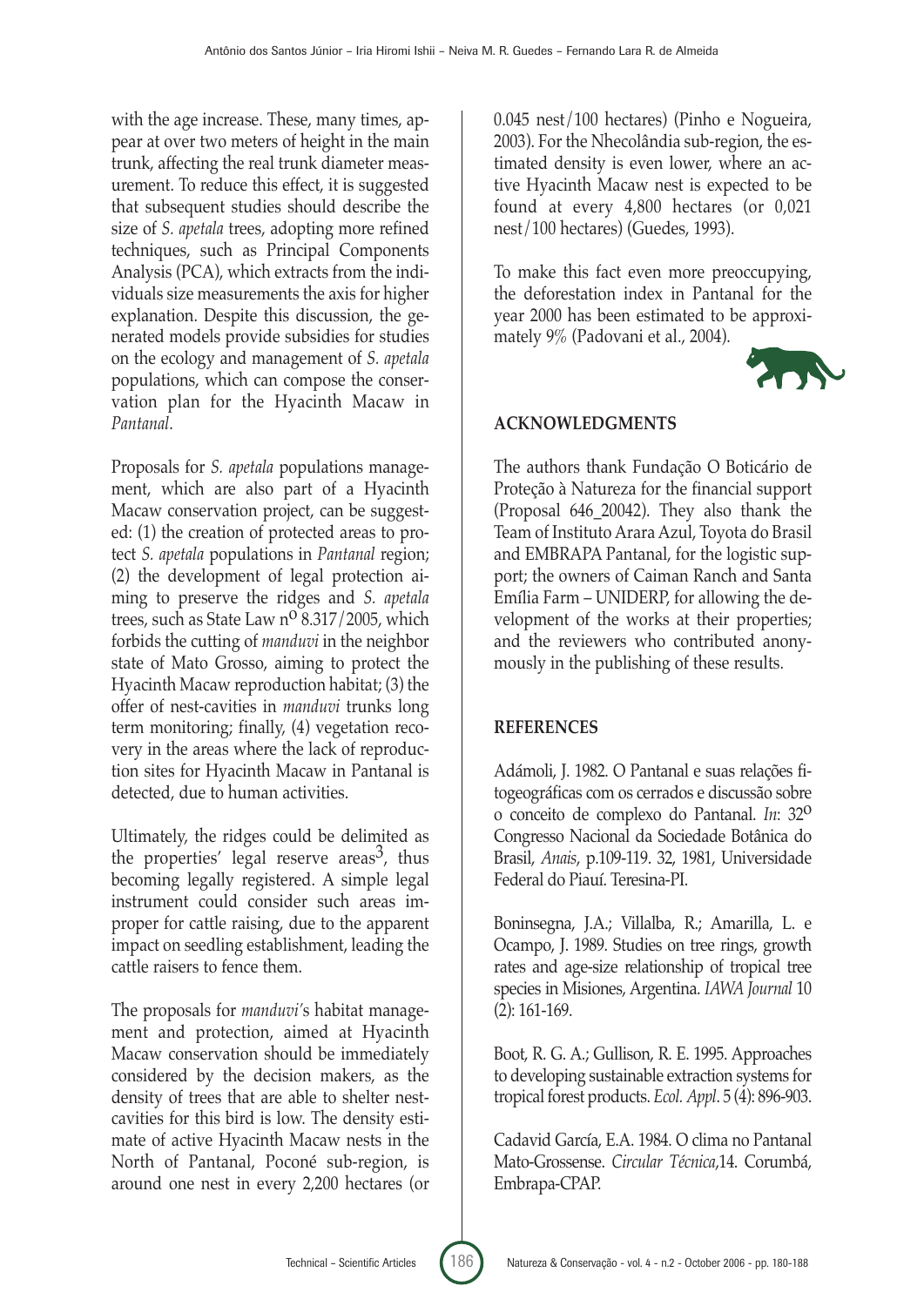with the age increase. These, many times, appear at over two meters of height in the main trunk, affecting the real trunk diameter measurement. To reduce this effect, it is suggested that subsequent studies should describe the size of *S. apetala* trees, adopting more refined techniques, such as Principal Components Analysis (PCA), which extracts from the individuals size measurements the axis for higher explanation. Despite this discussion, the generated models provide subsidies for studies on the ecology and management of *S. apetala* populations, which can compose the conservation plan for the Hyacinth Macaw in *Pantanal*.

Proposals for *S. apetala* populations management, which are also part of a Hyacinth Macaw conservation project, can be suggested: (1) the creation of protected areas to protect *S. apetala* populations in *Pantanal* region; (2) the development of legal protection aiming to preserve the ridges and *S. apetala* trees, such as State Law nº 8.317/2005, which forbids the cutting of *manduvi* in the neighbor state of Mato Grosso, aiming to protect the Hyacinth Macaw reproduction habitat; (3) the offer of nest-cavities in *manduvi* trunks long term monitoring; finally, (4) vegetation recovery in the areas where the lack of reproduction sites for Hyacinth Macaw in Pantanal is detected, due to human activities.

Ultimately, the ridges could be delimited as the properties' legal reserve areas[3], thus becoming legally registered. A simple legal instrument could consider such areas improper for cattle raising, due to the apparent impact on seedling establishment, leading the cattle raisers to fence them.

The proposals for *manduvi*'s habitat management and protection, aimed at Hyacinth Macaw conservation should be immediately considered by the decision makers, as the density of trees that are able to shelter nest-cavities for this bird is low. The density estimate of active Hyacinth Macaw nests in the North of Pantanal, Poconé sub-region, is around one nest in every 2,200 hectares (or 0.045 nest/100 hectares) (Pinho e Nogueira, 2003). For the Nhecolândia sub-region, the estimated density is even lower, where an active Hyacinth Macaw nest is expected to be found at every 4,800 hectares (or 0,021 nest/100 hectares) (Guedes, 1993).

To make this fact even more preoccupying, the deforestation index in Pantanal for the year 2000 has been estimated to be approximately 9% (Padovani et al., 2004).

## ACKNOWLEDGMENTS

The authors thank Fundação O Boticário de Proteção à Natureza for the financial support (Proposal 646_20042). They also thank the Team of Instituto Arara Azul, Toyota do Brasil and EMBRAPA Pantanal, for the logistic support; the owners of Caiman Ranch and Santa Emília Farm – UNIDERP, for allowing the development of the works at their properties; and the reviewers who contributed anonymously in the publishing of these results.

## REFERENCES

Adámoli, J. 1982. O Pantanal e suas relações fitogeográficas com os cerrados e discussão sobre o conceito de complexo do Pantanal. *In*: 32º Congresso Nacional da Sociedade Botânica do Brasil, *Anais*, p.109-119. 32, 1981, Universidade Federal do Piauí. Teresina-PI.

Boninsegna, J.A.; Villalba, R.; Amarilla, L. e Ocampo, J. 1989. Studies on tree rings, growth rates and age-size relationship of tropical tree species in Misiones, Argentina. *IAWA Journal* 10 (2): 161-169.

Boot, R. G. A.; Gullison, R. E. 1995. Approaches to developing sustainable extraction systems for tropical forest products. *Ecol. Appl*. 5 (4): 896-903.

Cadavid García, E.A. 1984. O clima no Pantanal Mato-Grossense. *Circular Técnica*,14. Corumbá, Embrapa-CPAP.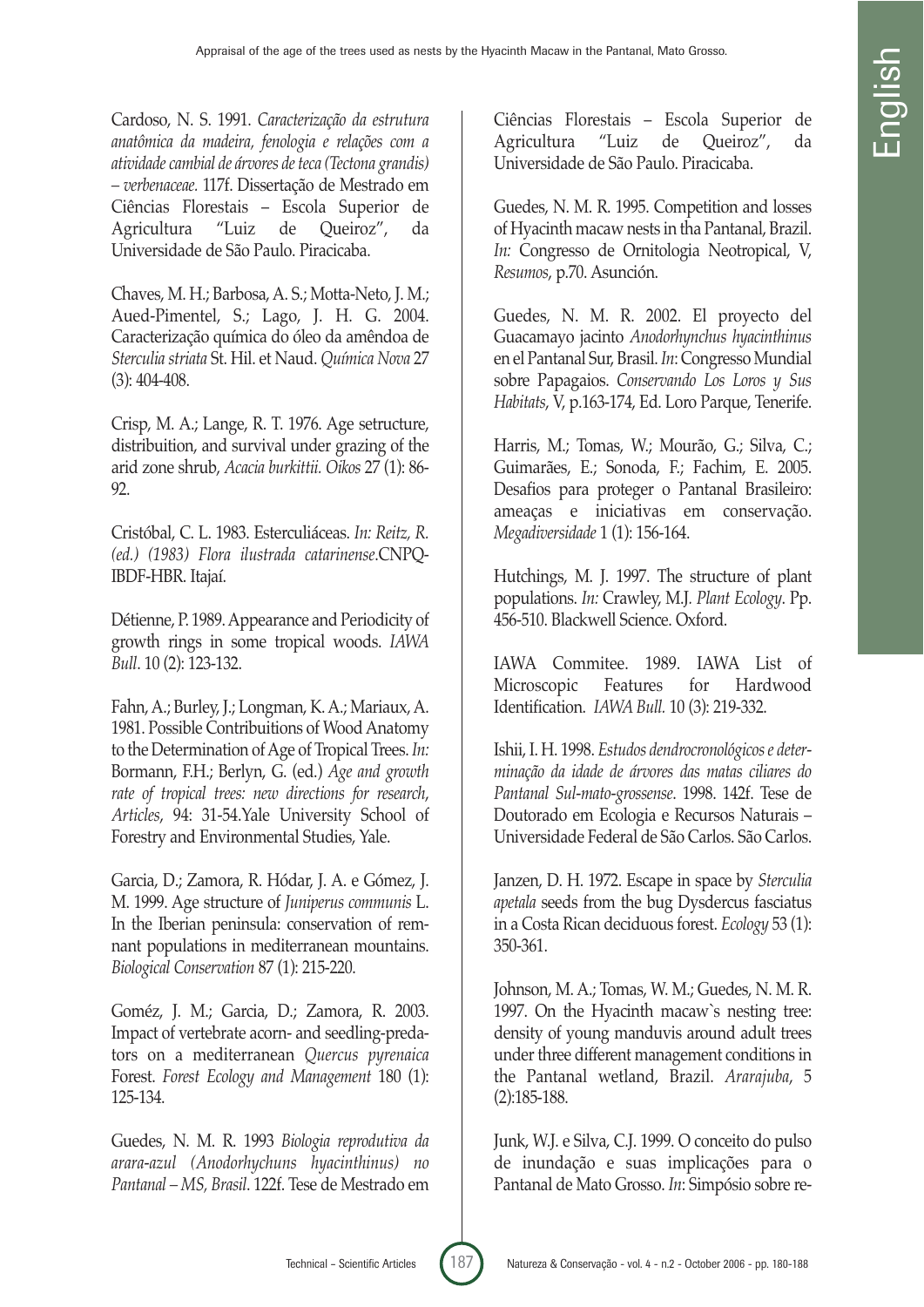Cardoso, N. S. 1991. *Caracterização da estrutura anatômica da madeira, fenologia e relações com a atividade cambial de árvores de teca (Tectona grandis) – verbenaceae.* 117f. Dissertação de Mestrado em Ciências Florestais – Escola Superior de Agricultura "Luiz de Queiroz", da Universidade de São Paulo. Piracicaba.

Chaves, M. H.; Barbosa, A. S.; Motta-Neto, J. M.; Aued-Pimentel, S.; Lago, J. H. G. 2004. Caracterização química do óleo da amêndoa de *Sterculia striata* St. Hil. et Naud. *Química Nova* 27 (3): 404-408.

Crisp, M. A.; Lange, R. T. 1976. Age setructure, distribuition, and survival under grazing of the arid zone shrub, *Acacia burkittii. Oikos* 27 (1): 86-92.

Cristóbal, C. L. 1983. Esterculiáceas. *In: Reitz, R. (ed.) (1983) Flora ilustrada catarinense*.CNPQ-IBDF-HBR. Itajaí.

Détienne, P. 1989. Appearance and Periodicity of growth rings in some tropical woods. *IAWA Bull*. 10 (2): 123-132.

Fahn, A.; Burley, J.; Longman, K. A.; Mariaux, A. 1981. Possible Contribuitions of Wood Anatomy to the Determination of Age of Tropical Trees. *In:* Bormann, F.H.; Berlyn, G. (ed.) *Age and growth rate of tropical trees: new directions for research*, *Articles*, 94: 31-54.Yale University School of Forestry and Environmental Studies, Yale.

Garcia, D.; Zamora, R. Hódar, J. A. e Gómez, J. M. 1999. Age structure of *Juniperus communis* L. In the Iberian peninsula: conservation of remnant populations in mediterranean mountains. *Biological Conservation* 87 (1): 215-220.

Goméz, J. M.; Garcia, D.; Zamora, R. 2003. Impact of vertebrate acorn- and seedling-predators on a mediterranean *Quercus pyrenaica* Forest. *Forest Ecology and Management* 180 (1): 125-134.

Guedes, N. M. R. 1993 *Biologia reprodutiva da arara-azul (Anodorhychuns hyacinthinus) no Pantanal – MS, Brasil*. 122f. Tese de Mestrado em Ciências Florestais – Escola Superior de Agricultura "Luiz de Queiroz", da Universidade de São Paulo. Piracicaba.

Guedes, N. M. R. 1995. Competition and losses of Hyacinth macaw nests in tha Pantanal, Brazil. *In:* Congresso de Ornitologia Neotropical, V, *Resumos*, p.70. Asunción.

Guedes, N. M. R. 2002. El proyecto del Guacamayo jacinto *Anodorhynchus hyacinthinus* en el Pantanal Sur, Brasil. *In*: Congresso Mundial sobre Papagaios. *Conservando Los Loros y Sus Habitats*, V, p.163-174, Ed. Loro Parque, Tenerife.

Harris, M.; Tomas, W.; Mourão, G.; Silva, C.; Guimarães, E.; Sonoda, F.; Fachim, E. 2005. Desafios para proteger o Pantanal Brasileiro: ameaças e iniciativas em conservação. *Megadiversidade* 1 (1): 156-164.

Hutchings, M. J. 1997. The structure of plant populations. *In:* Crawley, M.J. *Plant Ecology*. Pp. 456-510. Blackwell Science. Oxford.

IAWA Commitee. 1989. IAWA List of Microscopic Features for Hardwood Identification. *IAWA Bull.* 10 (3): 219-332.

Ishii, I. H. 1998. *Estudos dendrocronológicos e determinação da idade de árvores das matas ciliares do Pantanal Sul-mato-grossense*. 1998. 142f. Tese de Doutorado em Ecologia e Recursos Naturais – Universidade Federal de São Carlos. São Carlos.

Janzen, D. H. 1972. Escape in space by *Sterculia apetala* seeds from the bug Dysdercus fasciatus in a Costa Rican deciduous forest. *Ecology* 53 (1): 350-361.

Johnson, M. A.; Tomas, W. M.; Guedes, N. M. R. 1997. On the Hyacinth macaw`s nesting tree: density of young manduvis around adult trees under three different management conditions in the Pantanal wetland, Brazil. *Ararajuba*, 5 (2):185-188.

Junk, W.J. e Silva, C.J. 1999. O conceito do pulso de inundação e suas implicações para o Pantanal de Mato Grosso. *In*: Simpósio sobre re-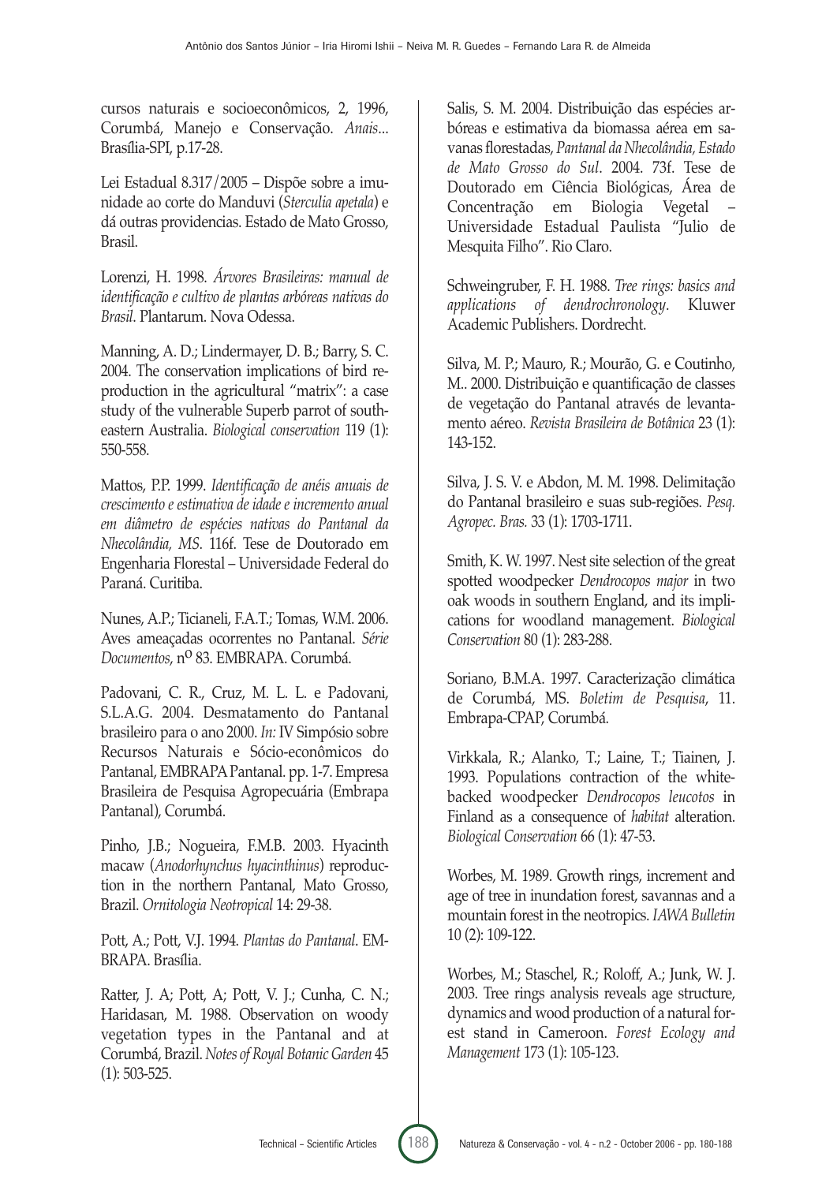cursos naturais e socioeconômicos, 2, 1996, Corumbá, Manejo e Conservação. *Anais*... Brasília-SPI, p.17-28.

Lei Estadual 8.317/2005 – Dispõe sobre a imunidade ao corte do Manduvi (*Sterculia apetala*) e dá outras providencias. Estado de Mato Grosso, Brasil.

Lorenzi, H. 1998. *Árvores Brasileiras: manual de identificação e cultivo de plantas arbóreas nativas do Brasil*. Plantarum. Nova Odessa.

Manning, A. D.; Lindermayer, D. B.; Barry, S. C. 2004. The conservation implications of bird reproduction in the agricultural "matrix": a case study of the vulnerable Superb parrot of southeastern Australia. *Biological conservation* 119 (1): 550-558.

Mattos, P.P. 1999. *Identificação de anéis anuais de crescimento e estimativa de idade e incremento anual em diâmetro de espécies nativas do Pantanal da Nhecolândia, MS*. 116f. Tese de Doutorado em Engenharia Florestal – Universidade Federal do Paraná. Curitiba.

Nunes, A.P.; Ticianeli, F.A.T.; Tomas, W.M. 2006. Aves ameaçadas ocorrentes no Pantanal. *Série Documentos*, nº 83. EMBRAPA. Corumbá.

Padovani, C. R., Cruz, M. L. L. e Padovani, S.L.A.G. 2004. Desmatamento do Pantanal brasileiro para o ano 2000. *In:* IV Simpósio sobre Recursos Naturais e Sócio-econômicos do Pantanal, EMBRAPA Pantanal. pp. 1-7. Empresa Brasileira de Pesquisa Agropecuária (Embrapa Pantanal), Corumbá.

Pinho, J.B.; Nogueira, F.M.B. 2003. Hyacinth macaw (*Anodorhynchus hyacinthinus*) reproduction in the northern Pantanal, Mato Grosso, Brazil. *Ornitologia Neotropical* 14: 29-38.

Pott, A.; Pott, V.J. 1994. *Plantas do Pantanal*. EMBRAPA. Brasília.

Ratter, J. A; Pott, A; Pott, V. J.; Cunha, C. N.; Haridasan, M. 1988. Observation on woody vegetation types in the Pantanal and at Corumbá, Brazil. *Notes of Royal Botanic Garden* 45 (1): 503-525.

Salis, S. M. 2004. Distribuição das espécies arbóreas e estimativa da biomassa aérea em savanas florestadas, *Pantanal da Nhecolândia, Estado de Mato Grosso do Sul*. 2004. 73f. Tese de Doutorado em Ciência Biológicas, Área de Concentração em Biologia Vegetal – Universidade Estadual Paulista "Julio de Mesquita Filho". Rio Claro.

Schweingruber, F. H. 1988. *Tree rings: basics and applications of dendrochronology*. Kluwer Academic Publishers. Dordrecht.

Silva, M. P.; Mauro, R.; Mourão, G. e Coutinho, M.. 2000. Distribuição e quantificação de classes de vegetação do Pantanal através de levantamento aéreo. *Revista Brasileira de Botânica* 23 (1): 143-152.

Silva, J. S. V. e Abdon, M. M. 1998. Delimitação do Pantanal brasileiro e suas sub-regiões. *Pesq. Agropec. Bras.* 33 (1): 1703-1711.

Smith, K. W. 1997. Nest site selection of the great spotted woodpecker *Dendrocopos major* in two oak woods in southern England, and its implications for woodland management. *Biological Conservation* 80 (1): 283-288.

Soriano, B.M.A. 1997. Caracterização climática de Corumbá, MS. *Boletim de Pesquisa*, 11. Embrapa-CPAP, Corumbá.

Virkkala, R.; Alanko, T.; Laine, T.; Tiainen, J. 1993. Populations contraction of the white-backed woodpecker *Dendrocopos leucotos* in Finland as a consequence of *habitat* alteration. *Biological Conservation* 66 (1): 47-53.

Worbes, M. 1989. Growth rings, increment and age of tree in inundation forest, savannas and a mountain forest in the neotropics. *IAWA Bulletin* 10 (2): 109-122.

Worbes, M.; Staschel, R.; Roloff, A.; Junk, W. J. 2003. Tree rings analysis reveals age structure, dynamics and wood production of a natural forest stand in Cameroon. *Forest Ecology and Management* 173 (1): 105-123.